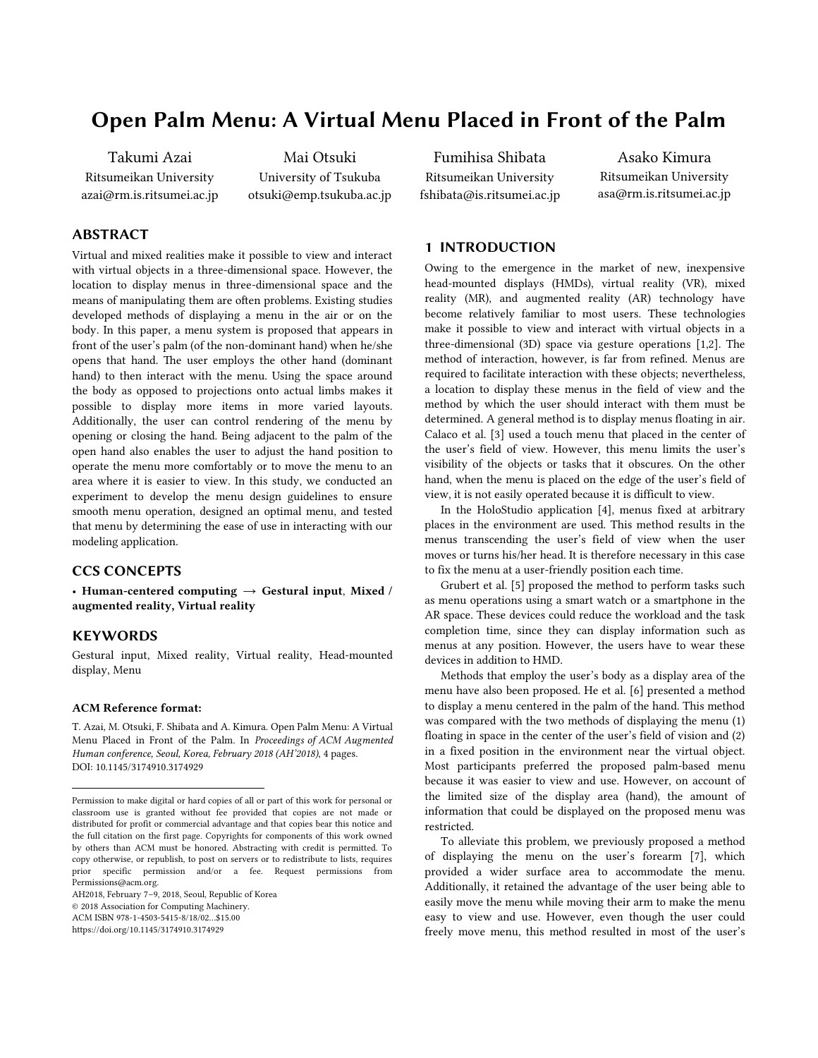# Open Palm Menu: A Virtual Menu Placed in Front of the Palm

Takumi Azai
Ritsumeikan University
azai@rm.is.ritsumei.ac.jp

Mai Otsuki
University of Tsukuba
otsuki@emp.tsukuba.ac.jp

Fumihisa Shibata
Ritsumeikan University
fshibata@is.ritsumei.ac.jp

Asako Kimura
Ritsumeikan University
asa@rm.is.ritsumei.ac.jp

## ABSTRACT

Virtual and mixed realities make it possible to view and interact with virtual objects in a three-dimensional space. However, the location to display menus in three-dimensional space and the means of manipulating them are often problems. Existing studies developed methods of displaying a menu in the air or on the body. In this paper, a menu system is proposed that appears in front of the user's palm (of the non-dominant hand) when he/she opens that hand. The user employs the other hand (dominant hand) to then interact with the menu. Using the space around the body as opposed to projections onto actual limbs makes it possible to display more items in more varied layouts. Additionally, the user can control rendering of the menu by opening or closing the hand. Being adjacent to the palm of the open hand also enables the user to adjust the hand position to operate the menu more comfortably or to move the menu to an area where it is easier to view. In this study, we conducted an experiment to develop the menu design guidelines to ensure smooth menu operation, designed an optimal menu, and tested that menu by determining the ease of use in interacting with our modeling application.

## CCS CONCEPTS

• **Human-centered computing → Gestural input**, **Mixed / augmented reality, Virtual reality**

## KEYWORDS

Gestural input, Mixed reality, Virtual reality, Head-mounted display, Menu

**ACM Reference format:**

T. Azai, M. Otsuki, F. Shibata and A. Kimura. Open Palm Menu: A Virtual Menu Placed in Front of the Palm. In *Proceedings of ACM Augmented Human conference, Seoul, Korea, February 2018 (AH'2018)*, 4 pages. DOI: 10.1145/3174910.3174929

Permission to make digital or hard copies of all or part of this work for personal or classroom use is granted without fee provided that copies are not made or distributed for profit or commercial advantage and that copies bear this notice and the full citation on the first page. Copyrights for components of this work owned by others than ACM must be honored. Abstracting with credit is permitted. To copy otherwise, or republish, to post on servers or to redistribute to lists, requires prior specific permission and/or a fee. Request permissions from Permissions@acm.org.
AH2018, February 7–9, 2018, Seoul, Republic of Korea
© 2018 Association for Computing Machinery.
ACM ISBN 978-1-4503-5415-8/18/02…$15.00
https://doi.org/10.1145/3174910.3174929

## 1 INTRODUCTION

Owing to the emergence in the market of new, inexpensive head-mounted displays (HMDs), virtual reality (VR), mixed reality (MR), and augmented reality (AR) technology have become relatively familiar to most users. These technologies make it possible to view and interact with virtual objects in a three-dimensional (3D) space via gesture operations [1,2]. The method of interaction, however, is far from refined. Menus are required to facilitate interaction with these objects; nevertheless, a location to display these menus in the field of view and the method by which the user should interact with them must be determined. A general method is to display menus floating in air. Calaco et al. [3] used a touch menu that placed in the center of the user's field of view. However, this menu limits the user's visibility of the objects or tasks that it obscures. On the other hand, when the menu is placed on the edge of the user's field of view, it is not easily operated because it is difficult to view.

In the HoloStudio application [4], menus fixed at arbitrary places in the environment are used. This method results in the menus transcending the user's field of view when the user moves or turns his/her head. It is therefore necessary in this case to fix the menu at a user-friendly position each time.

Grubert et al. [5] proposed the method to perform tasks such as menu operations using a smart watch or a smartphone in the AR space. These devices could reduce the workload and the task completion time, since they can display information such as menus at any position. However, the users have to wear these devices in addition to HMD.

Methods that employ the user's body as a display area of the menu have also been proposed. He et al. [6] presented a method to display a menu centered in the palm of the hand. This method was compared with the two methods of displaying the menu (1) floating in space in the center of the user's field of vision and (2) in a fixed position in the environment near the virtual object. Most participants preferred the proposed palm-based menu because it was easier to view and use. However, on account of the limited size of the display area (hand), the amount of information that could be displayed on the proposed menu was restricted.

To alleviate this problem, we previously proposed a method of displaying the menu on the user's forearm [7], which provided a wider surface area to accommodate the menu. Additionally, it retained the advantage of the user being able to easily move the menu while moving their arm to make the menu easy to view and use. However, even though the user could freely move menu, this method resulted in most of the user's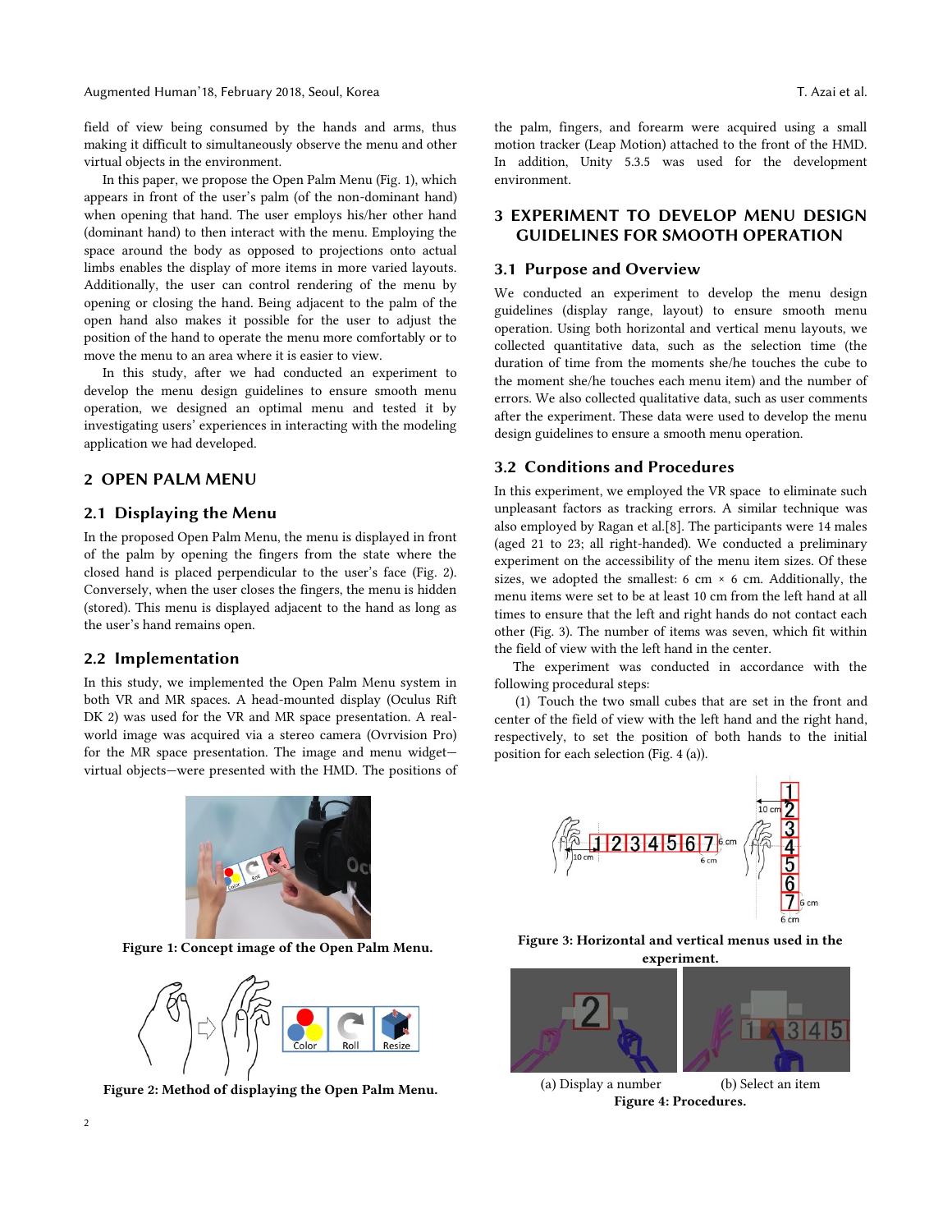field of view being consumed by the hands and arms, thus making it difficult to simultaneously observe the menu and other virtual objects in the environment.

In this paper, we propose the Open Palm Menu (Fig. 1), which appears in front of the user's palm (of the non-dominant hand) when opening that hand. The user employs his/her other hand (dominant hand) to then interact with the menu. Employing the space around the body as opposed to projections onto actual limbs enables the display of more items in more varied layouts. Additionally, the user can control rendering of the menu by opening or closing the hand. Being adjacent to the palm of the open hand also makes it possible for the user to adjust the position of the hand to operate the menu more comfortably or to move the menu to an area where it is easier to view.

In this study, after we had conducted an experiment to develop the menu design guidelines to ensure smooth menu operation, we designed an optimal menu and tested it by investigating users' experiences in interacting with the modeling application we had developed.

## 2 OPEN PALM MENU

### 2.1 Displaying the Menu

In the proposed Open Palm Menu, the menu is displayed in front of the palm by opening the fingers from the state where the closed hand is placed perpendicular to the user's face (Fig. 2). Conversely, when the user closes the fingers, the menu is hidden (stored). This menu is displayed adjacent to the hand as long as the user's hand remains open.

### 2.2 Implementation

In this study, we implemented the Open Palm Menu system in both VR and MR spaces. A head-mounted display (Oculus Rift DK 2) was used for the VR and MR space presentation. A real-world image was acquired via a stereo camera (Ovrvision Pro) for the MR space presentation. The image and menu widget—virtual objects—were presented with the HMD. The positions of the palm, fingers, and forearm were acquired using a small motion tracker (Leap Motion) attached to the front of the HMD. In addition, Unity 5.3.5 was used for the development environment.

Figure 1: Concept image of the Open Palm Menu.

Figure 2: Method of displaying the Open Palm Menu.

## 3 EXPERIMENT TO DEVELOP MENU DESIGN GUIDELINES FOR SMOOTH OPERATION

### 3.1 Purpose and Overview

We conducted an experiment to develop the menu design guidelines (display range, layout) to ensure smooth menu operation. Using both horizontal and vertical menu layouts, we collected quantitative data, such as the selection time (the duration of time from the moments she/he touches the cube to the moment she/he touches each menu item) and the number of errors. We also collected qualitative data, such as user comments after the experiment. These data were used to develop the menu design guidelines to ensure a smooth menu operation.

### 3.2 Conditions and Procedures

In this experiment, we employed the VR space to eliminate such unpleasant factors as tracking errors. A similar technique was also employed by Ragan et al.[8]. The participants were 14 males (aged 21 to 23; all right-handed). We conducted a preliminary experiment on the accessibility of the menu item sizes. Of these sizes, we adopted the smallest: 6 cm × 6 cm. Additionally, the menu items were set to be at least 10 cm from the left hand at all times to ensure that the left and right hands do not contact each other (Fig. 3). The number of items was seven, which fit within the field of view with the left hand in the center.

The experiment was conducted in accordance with the following procedural steps:

(1) Touch the two small cubes that are set in the front and center of the field of view with the left hand and the right hand, respectively, to set the position of both hands to the initial position for each selection (Fig. 4 (a)).

Figure 3: Horizontal and vertical menus used in the experiment.

(a) Display a number (b) Select an item

Figure 4: Procedures.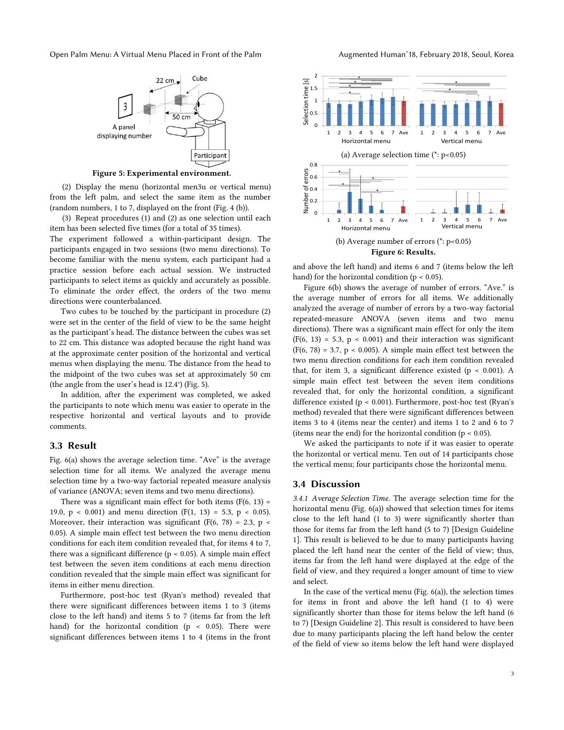Figure 5: Experimental environment.

(2) Display the menu (horizontal men3u or vertical menu) from the left palm, and select the same item as the number (random numbers, 1 to 7, displayed on the front (Fig. 4 (b)).

(3) Repeat procedures (1) and (2) as one selection until each item has been selected five times (for a total of 35 times).

The experiment followed a within-participant design. The participants engaged in two sessions (two menu directions). To become familiar with the menu system, each participant had a practice session before each actual session. We instructed participants to select items as quickly and accurately as possible. To eliminate the order effect, the orders of the two menu directions were counterbalanced.

Two cubes to be touched by the participant in procedure (2) were set in the center of the field of view to be the same height as the participant's head. The distance between the cubes was set to 22 cm. This distance was adopted because the right hand was at the approximate center position of the horizontal and vertical menus when displaying the menu. The distance from the head to the midpoint of the two cubes was set at approximately 50 cm (the angle from the user's head is 12.4°) (Fig. 5).

In addition, after the experiment was completed, we asked the participants to note which menu was easier to operate in the respective horizontal and vertical layouts and to provide comments.

## 3.3 Result

Fig. 6(a) shows the average selection time. "Ave" is the average selection time for all items. We analyzed the average menu selection time by a two-way factorial repeated measure analysis of variance (ANOVA; seven items and two menu directions).

There was a significant main effect for both items ($F(6, 13) = 19.0$, $p < 0.001$) and menu direction ($F(1, 13) = 5.3$, $p < 0.05$). Moreover, their interaction was significant ($F(6, 78) = 2.3$, $p < 0.05$). A simple main effect test between the two menu direction conditions for each item condition revealed that, for items 4 to 7, there was a significant difference ($p < 0.05$). A simple main effect test between the seven item conditions at each menu direction condition revealed that the simple main effect was significant for items in either menu direction.

Furthermore, post-hoc test (Ryan's method) revealed that there were significant differences between items 1 to 3 (items close to the left hand) and items 5 to 7 (items far from the left hand) for the horizontal condition ($p < 0.05$). There were significant differences between items 1 to 4 (items in the front and above the left hand) and items 6 and 7 (items below the left hand) for the horizontal condition ($p < 0.05$).

(a) Average selection time (*: p<0.05)

(b) Average number of errors (*: p<0.05)

Figure 6: Results.

Figure 6(b) shows the average of number of errors. "Ave." is the average number of errors for all items. We additionally analyzed the average of number of errors by a two-way factorial repeated-measure ANOVA (seven items and two menu directions). There was a significant main effect for only the item ($F(6, 13) = 5.3$, $p < 0.001$) and their interaction was significant ($F(6, 78) = 3.7$, $p < 0.005$). A simple main effect test between the two menu direction conditions for each item condition revealed that, for item 3, a significant difference existed ($p < 0.001$). A simple main effect test between the seven item conditions revealed that, for only the horizontal condition, a significant difference existed ($p < 0.001$). Furthermore, post-hoc test (Ryan's method) revealed that there were significant differences between items 3 to 4 (items near the center) and items 1 to 2 and 6 to 7 (items near the end) for the horizontal condition ($p < 0.05$).

We asked the participants to note if it was easier to operate the horizontal or vertical menu. Ten out of 14 participants chose the vertical menu; four participants chose the horizontal menu.

## 3.4 Discussion

*3.4.1 Average Selection Time.* The average selection time for the horizontal menu (Fig. 6(a)) showed that selection times for items close to the left hand (1 to 3) were significantly shorter than those for items far from the left hand (5 to 7) [Design Guideline 1]. This result is believed to be due to many participants having placed the left hand near the center of the field of view; thus, items far from the left hand were displayed at the edge of the field of view, and they required a longer amount of time to view and select.

In the case of the vertical menu (Fig. 6(a)), the selection times for items in front and above the left hand (1 to 4) were significantly shorter than those for items below the left hand (6 to 7) [Design Guideline 2]. This result is considered to have been due to many participants placing the left hand below the center of the field of view so items below the left hand were displayed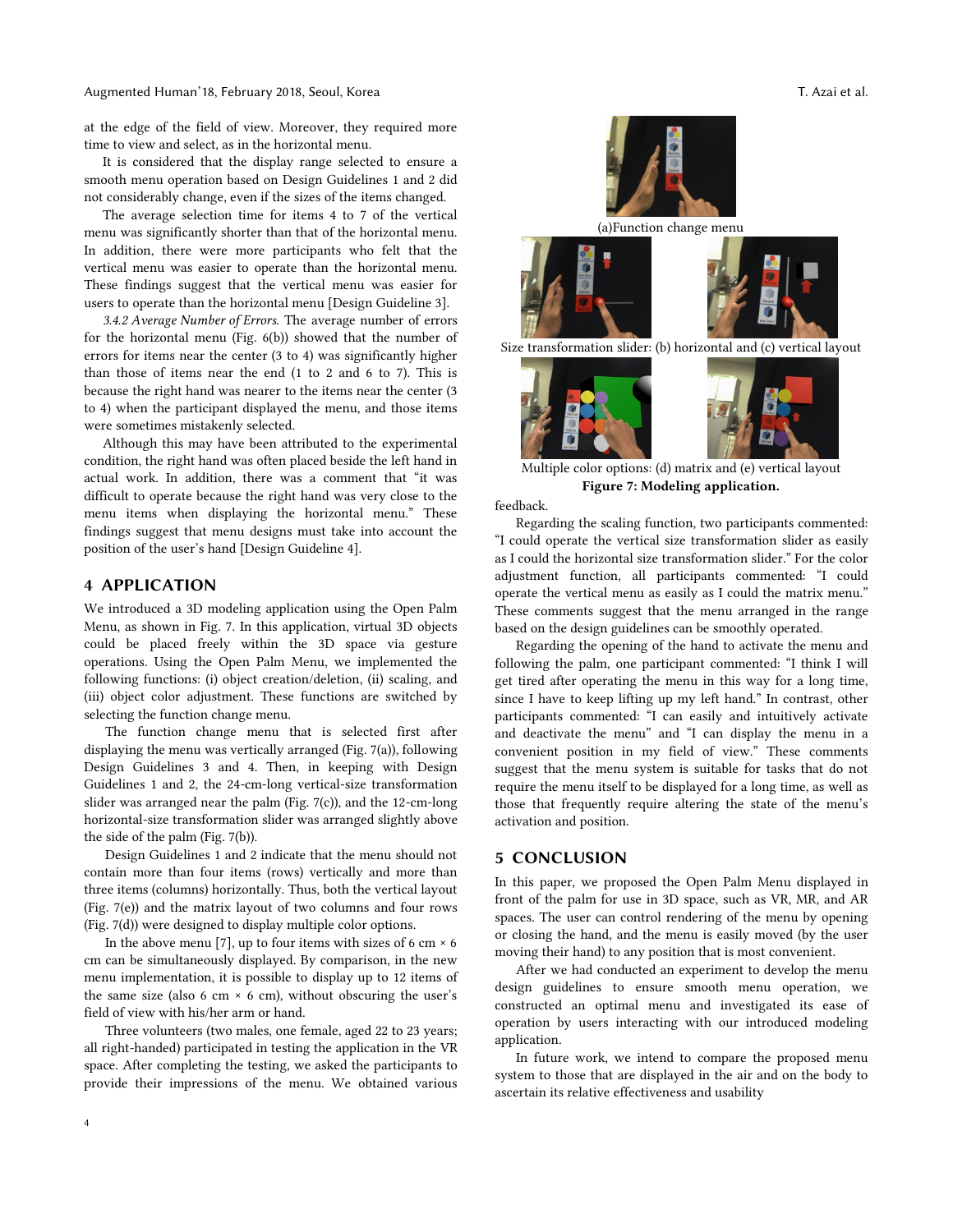at the edge of the field of view. Moreover, they required more time to view and select, as in the horizontal menu.

It is considered that the display range selected to ensure a smooth menu operation based on Design Guidelines 1 and 2 did not considerably change, even if the sizes of the items changed.

The average selection time for items 4 to 7 of the vertical menu was significantly shorter than that of the horizontal menu. In addition, there were more participants who felt that the vertical menu was easier to operate than the horizontal menu. These findings suggest that the vertical menu was easier for users to operate than the horizontal menu [Design Guideline 3].

*3.4.2 Average Number of Errors.* The average number of errors for the horizontal menu (Fig. 6(b)) showed that the number of errors for items near the center (3 to 4) was significantly higher than those of items near the end (1 to 2 and 6 to 7). This is because the right hand was nearer to the items near the center (3 to 4) when the participant displayed the menu, and those items were sometimes mistakenly selected.

Although this may have been attributed to the experimental condition, the right hand was often placed beside the left hand in actual work. In addition, there was a comment that "it was difficult to operate because the right hand was very close to the menu items when displaying the horizontal menu." These findings suggest that menu designs must take into account the position of the user's hand [Design Guideline 4].

## 4 APPLICATION

We introduced a 3D modeling application using the Open Palm Menu, as shown in Fig. 7. In this application, virtual 3D objects could be placed freely within the 3D space via gesture operations. Using the Open Palm Menu, we implemented the following functions: (i) object creation/deletion, (ii) scaling, and (iii) object color adjustment. These functions are switched by selecting the function change menu.

The function change menu that is selected first after displaying the menu was vertically arranged (Fig. 7(a)), following Design Guidelines 3 and 4. Then, in keeping with Design Guidelines 1 and 2, the 24-cm-long vertical-size transformation slider was arranged near the palm (Fig. 7(c)), and the 12-cm-long horizontal-size transformation slider was arranged slightly above the side of the palm (Fig. 7(b)).

Design Guidelines 1 and 2 indicate that the menu should not contain more than four items (rows) vertically and more than three items (columns) horizontally. Thus, both the vertical layout (Fig. 7(e)) and the matrix layout of two columns and four rows (Fig. 7(d)) were designed to display multiple color options.

In the above menu [7], up to four items with sizes of 6 cm × 6 cm can be simultaneously displayed. By comparison, in the new menu implementation, it is possible to display up to 12 items of the same size (also 6 cm × 6 cm), without obscuring the user's field of view with his/her arm or hand.

Three volunteers (two males, one female, aged 22 to 23 years; all right-handed) participated in testing the application in the VR space. After completing the testing, we asked the participants to provide their impressions of the menu. We obtained various feedback.

(a)Function change menu

Size transformation slider: (b) horizontal and (c) vertical layout

Multiple color options: (d) matrix and (e) vertical layout

**Figure 7: Modeling application.**

Regarding the scaling function, two participants commented: "I could operate the vertical size transformation slider as easily as I could the horizontal size transformation slider." For the color adjustment function, all participants commented: "I could operate the vertical menu as easily as I could the matrix menu." These comments suggest that the menu arranged in the range based on the design guidelines can be smoothly operated.

Regarding the opening of the hand to activate the menu and following the palm, one participant commented: "I think I will get tired after operating the menu in this way for a long time, since I have to keep lifting up my left hand." In contrast, other participants commented: "I can easily and intuitively activate and deactivate the menu" and "I can display the menu in a convenient position in my field of view." These comments suggest that the menu system is suitable for tasks that do not require the menu itself to be displayed for a long time, as well as those that frequently require altering the state of the menu's activation and position.

## 5 CONCLUSION

In this paper, we proposed the Open Palm Menu displayed in front of the palm for use in 3D space, such as VR, MR, and AR spaces. The user can control rendering of the menu by opening or closing the hand, and the menu is easily moved (by the user moving their hand) to any position that is most convenient.

After we had conducted an experiment to develop the menu design guidelines to ensure smooth menu operation, we constructed an optimal menu and investigated its ease of operation by users interacting with our introduced modeling application.

In future work, we intend to compare the proposed menu system to those that are displayed in the air and on the body to ascertain its relative effectiveness and usability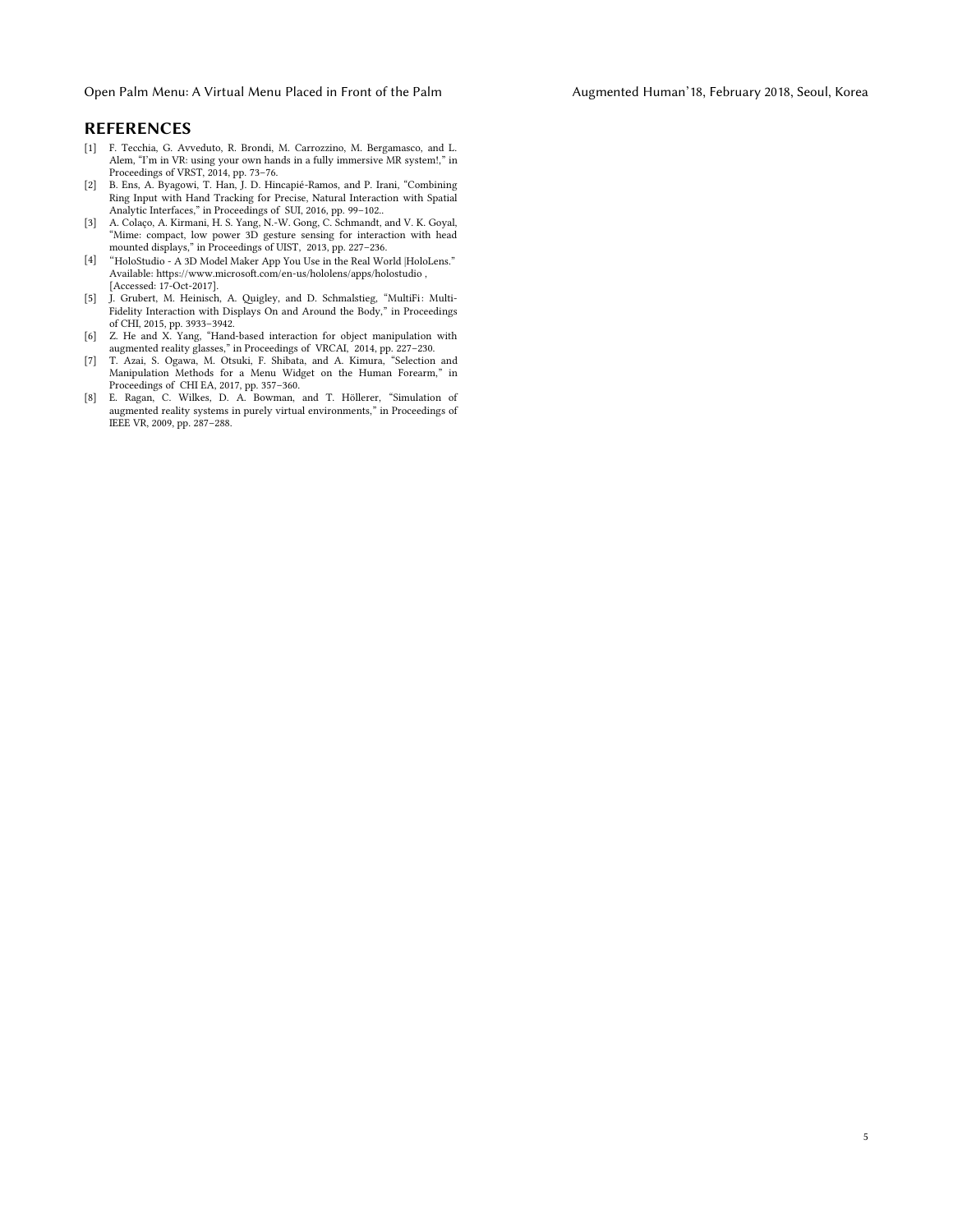## REFERENCES

[1] F. Tecchia, G. Avveduto, R. Brondi, M. Carrozzino, M. Bergamasco, and L. Alem, "I'm in VR: using your own hands in a fully immersive MR system!," in Proceedings of VRST, 2014, pp. 73–76.

[2] B. Ens, A. Byagowi, T. Han, J. D. Hincapié-Ramos, and P. Irani, "Combining Ring Input with Hand Tracking for Precise, Natural Interaction with Spatial Analytic Interfaces," in Proceedings of SUI, 2016, pp. 99–102..

[3] A. Colaço, A. Kirmani, H. S. Yang, N.-W. Gong, C. Schmandt, and V. K. Goyal, "Mime: compact, low power 3D gesture sensing for interaction with head mounted displays," in Proceedings of UIST, 2013, pp. 227–236.

[4] "HoloStudio - A 3D Model Maker App You Use in the Real World |HoloLens." Available: https://www.microsoft.com/en-us/hololens/apps/holostudio , [Accessed: 17-Oct-2017].

[5] J. Grubert, M. Heinisch, A. Quigley, and D. Schmalstieg, "MultiFi: Multi-Fidelity Interaction with Displays On and Around the Body," in Proceedings of CHI, 2015, pp. 3933–3942.

[6] Z. He and X. Yang, "Hand-based interaction for object manipulation with augmented reality glasses," in Proceedings of VRCAI, 2014, pp. 227–230.

[7] T. Azai, S. Ogawa, M. Otsuki, F. Shibata, and A. Kimura, "Selection and Manipulation Methods for a Menu Widget on the Human Forearm," in Proceedings of CHI EA, 2017, pp. 357–360.

[8] E. Ragan, C. Wilkes, D. A. Bowman, and T. Höllerer, "Simulation of augmented reality systems in purely virtual environments," in Proceedings of IEEE VR, 2009, pp. 287–288.